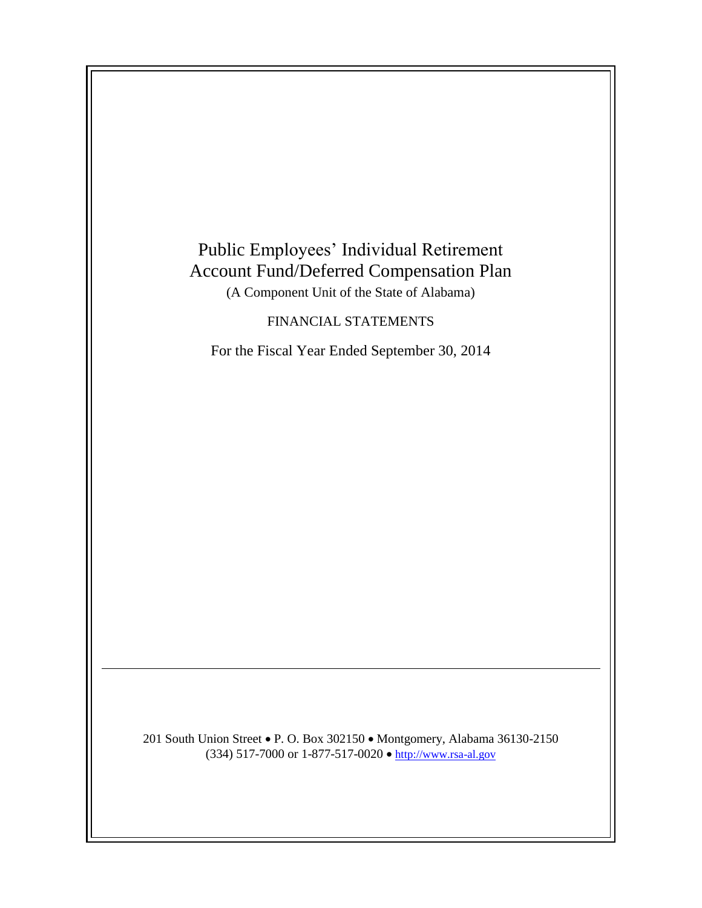# Public Employees' Individual Retirement Account Fund/Deferred Compensation Plan

(A Component Unit of the State of Alabama)

FINANCIAL STATEMENTS

For the Fiscal Year Ended September 30, 2014

---

201 South Union Street • P. O. Box 302150 • Montgomery, Alabama 36130-2150
(334) 517-7000 or 1-877-517-0020 • http://www.rsa-al.gov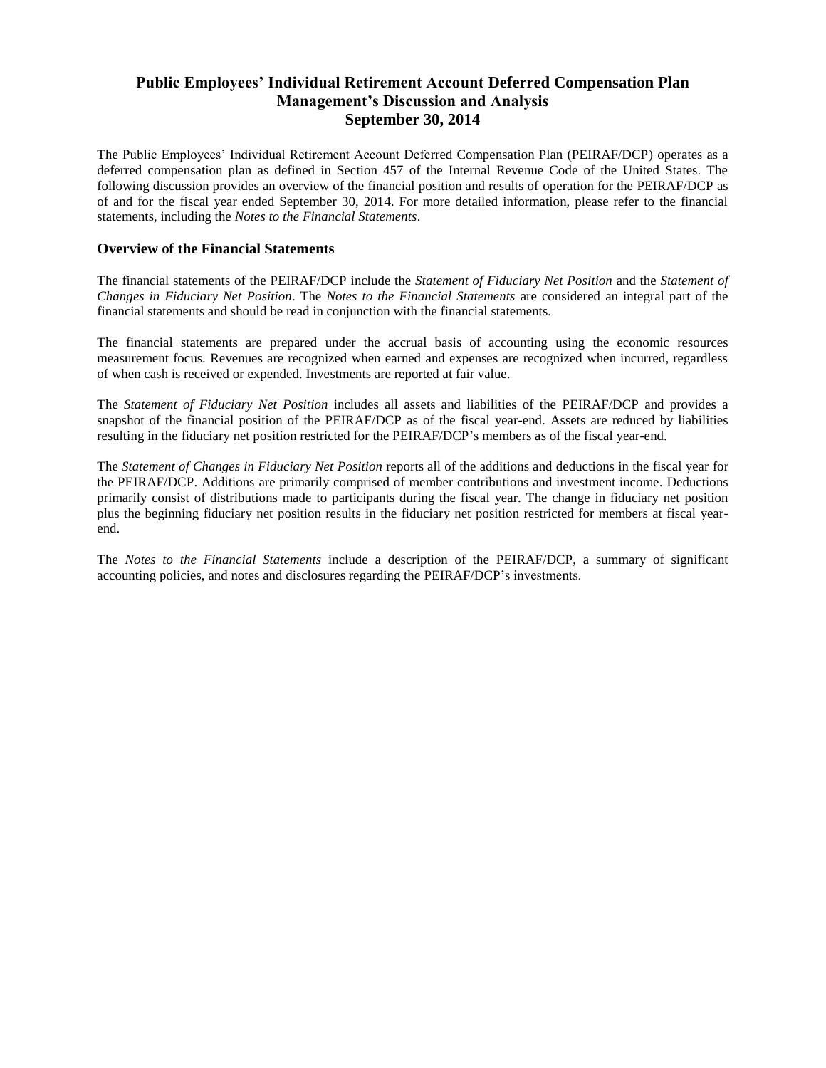# Public Employees' Individual Retirement Account Deferred Compensation Plan
# Management's Discussion and Analysis
# September 30, 2014

The Public Employees' Individual Retirement Account Deferred Compensation Plan (PEIRAF/DCP) operates as a deferred compensation plan as defined in Section 457 of the Internal Revenue Code of the United States. The following discussion provides an overview of the financial position and results of operation for the PEIRAF/DCP as of and for the fiscal year ended September 30, 2014. For more detailed information, please refer to the financial statements, including the *Notes to the Financial Statements*.

## Overview of the Financial Statements

The financial statements of the PEIRAF/DCP include the *Statement of Fiduciary Net Position* and the *Statement of Changes in Fiduciary Net Position*. The *Notes to the Financial Statements* are considered an integral part of the financial statements and should be read in conjunction with the financial statements.

The financial statements are prepared under the accrual basis of accounting using the economic resources measurement focus. Revenues are recognized when earned and expenses are recognized when incurred, regardless of when cash is received or expended. Investments are reported at fair value.

The *Statement of Fiduciary Net Position* includes all assets and liabilities of the PEIRAF/DCP and provides a snapshot of the financial position of the PEIRAF/DCP as of the fiscal year-end. Assets are reduced by liabilities resulting in the fiduciary net position restricted for the PEIRAF/DCP's members as of the fiscal year-end.

The *Statement of Changes in Fiduciary Net Position* reports all of the additions and deductions in the fiscal year for the PEIRAF/DCP. Additions are primarily comprised of member contributions and investment income. Deductions primarily consist of distributions made to participants during the fiscal year. The change in fiduciary net position plus the beginning fiduciary net position results in the fiduciary net position restricted for members at fiscal year-end.

The *Notes to the Financial Statements* include a description of the PEIRAF/DCP, a summary of significant accounting policies, and notes and disclosures regarding the PEIRAF/DCP's investments.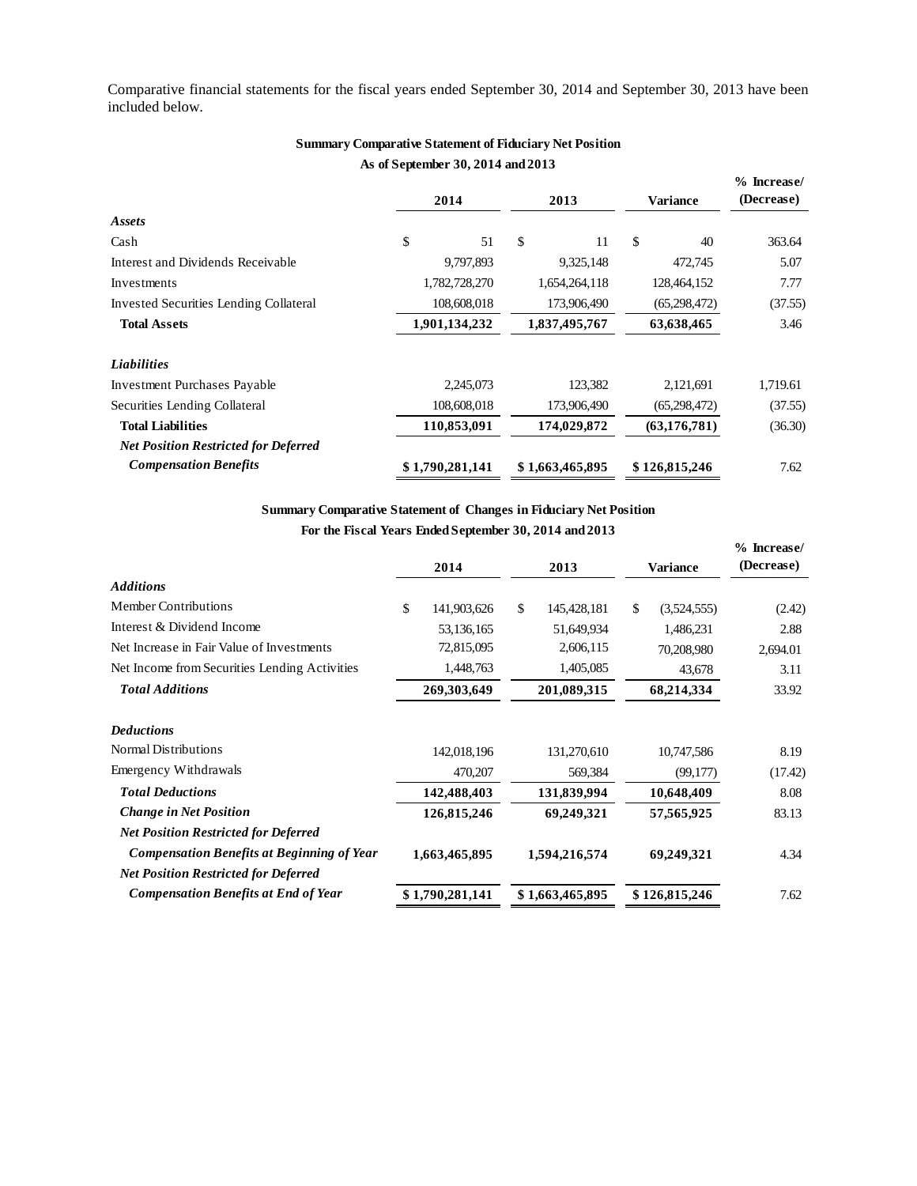Comparative financial statements for the fiscal years ended September 30, 2014 and September 30, 2013 have been included below.

### Summary Comparative Statement of Fiduciary Net Position
### As of September 30, 2014 and 2013

| | 2014 | 2013 | Variance | % Increase/ (Decrease) |
|---|---|---|---|---|
| ***Assets*** | | | | |
| Cash | $ 51 | $ 11 | $ 40 | 363.64 |
| Interest and Dividends Receivable | 9,797,893 | 9,325,148 | 472,745 | 5.07 |
| Investments | 1,782,728,270 | 1,654,264,118 | 128,464,152 | 7.77 |
| Invested Securities Lending Collateral | 108,608,018 | 173,906,490 | (65,298,472) | (37.55) |
| **Total Assets** | **1,901,134,232** | **1,837,495,767** | **63,638,465** | 3.46 |
| ***Liabilities*** | | | | |
| Investment Purchases Payable | 2,245,073 | 123,382 | 2,121,691 | 1,719.61 |
| Securities Lending Collateral | 108,608,018 | 173,906,490 | (65,298,472) | (37.55) |
| **Total Liabilities** | **110,853,091** | **174,029,872** | **(63,176,781)** | (36.30) |
| ***Net Position Restricted for Deferred Compensation Benefits*** | **$ 1,790,281,141** | **$ 1,663,465,895** | **$ 126,815,246** | 7.62 |

### Summary Comparative Statement of Changes in Fiduciary Net Position
### For the Fiscal Years Ended September 30, 2014 and 2013

| | 2014 | 2013 | Variance | % Increase/ (Decrease) |
|---|---|---|---|---|
| ***Additions*** | | | | |
| Member Contributions | $ 141,903,626 | $ 145,428,181 | $ (3,524,555) | (2.42) |
| Interest & Dividend Income | 53,136,165 | 51,649,934 | 1,486,231 | 2.88 |
| Net Increase in Fair Value of Investments | 72,815,095 | 2,606,115 | 70,208,980 | 2,694.01 |
| Net Income from Securities Lending Activities | 1,448,763 | 1,405,085 | 43,678 | 3.11 |
| ***Total Additions*** | **269,303,649** | **201,089,315** | **68,214,334** | 33.92 |
| ***Deductions*** | | | | |
| Normal Distributions | 142,018,196 | 131,270,610 | 10,747,586 | 8.19 |
| Emergency Withdrawals | 470,207 | 569,384 | (99,177) | (17.42) |
| ***Total Deductions*** | **142,488,403** | **131,839,994** | **10,648,409** | 8.08 |
| ***Change in Net Position*** | **126,815,246** | **69,249,321** | **57,565,925** | 83.13 |
| ***Net Position Restricted for Deferred Compensation Benefits at Beginning of Year*** | **1,663,465,895** | **1,594,216,574** | **69,249,321** | 4.34 |
| ***Net Position Restricted for Deferred Compensation Benefits at End of Year*** | **$ 1,790,281,141** | **$ 1,663,465,895** | **$ 126,815,246** | 7.62 |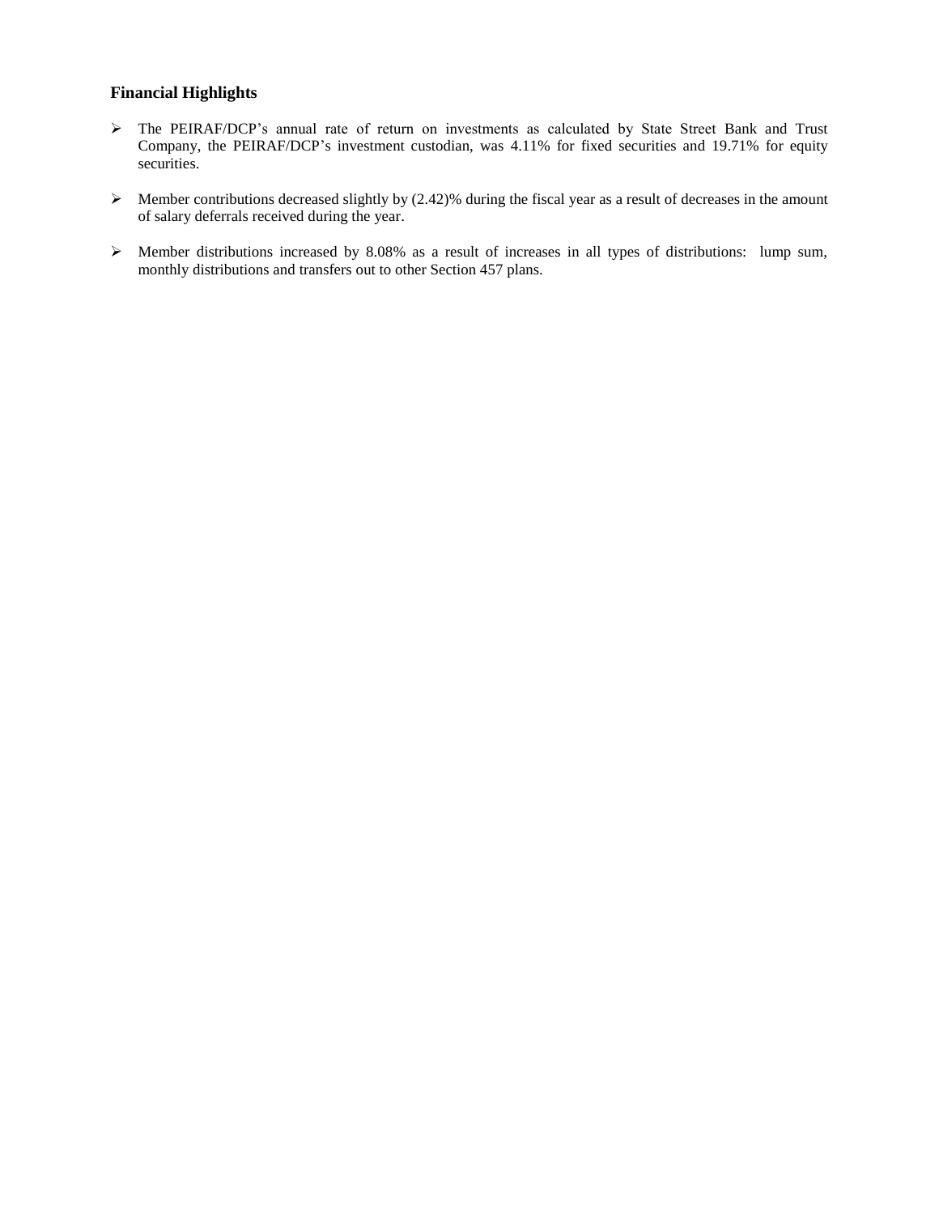### Financial Highlights

- The PEIRAF/DCP's annual rate of return on investments as calculated by State Street Bank and Trust Company, the PEIRAF/DCP's investment custodian, was 4.11% for fixed securities and 19.71% for equity securities.

- Member contributions decreased slightly by (2.42)% during the fiscal year as a result of decreases in the amount of salary deferrals received during the year.

- Member distributions increased by 8.08% as a result of increases in all types of distributions: lump sum, monthly distributions and transfers out to other Section 457 plans.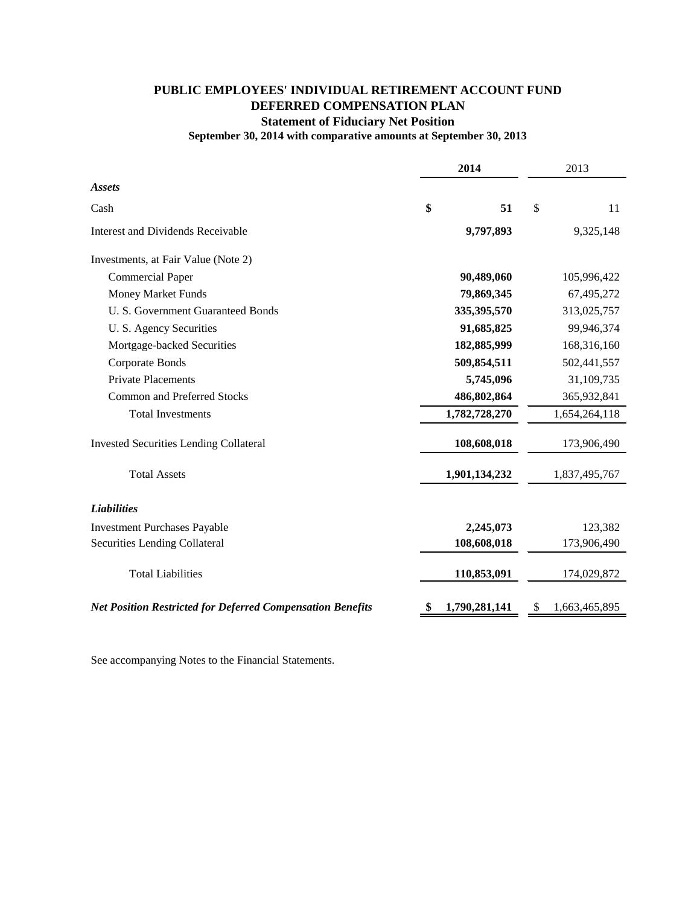# PUBLIC EMPLOYEES' INDIVIDUAL RETIREMENT ACCOUNT FUND
## DEFERRED COMPENSATION PLAN
### Statement of Fiduciary Net Position
**September 30, 2014 with comparative amounts at September 30, 2013**

| | **2014** | 2013 |
|---|---|---|
| ***Assets*** | | |
| Cash | **$ 51** | $ 11 |
| Interest and Dividends Receivable | **9,797,893** | 9,325,148 |
| Investments, at Fair Value (Note 2) | | |
| Commercial Paper | **90,489,060** | 105,996,422 |
| Money Market Funds | **79,869,345** | 67,495,272 |
| U. S. Government Guaranteed Bonds | **335,395,570** | 313,025,757 |
| U. S. Agency Securities | **91,685,825** | 99,946,374 |
| Mortgage-backed Securities | **182,885,999** | 168,316,160 |
| Corporate Bonds | **509,854,511** | 502,441,557 |
| Private Placements | **5,745,096** | 31,109,735 |
| Common and Preferred Stocks | **486,802,864** | 365,932,841 |
| Total Investments | **1,782,728,270** | 1,654,264,118 |
| Invested Securities Lending Collateral | **108,608,018** | 173,906,490 |
| Total Assets | **1,901,134,232** | 1,837,495,767 |
| ***Liabilities*** | | |
| Investment Purchases Payable | **2,245,073** | 123,382 |
| Securities Lending Collateral | **108,608,018** | 173,906,490 |
| Total Liabilities | **110,853,091** | 174,029,872 |
| ***Net Position Restricted for Deferred Compensation Benefits*** | **$ 1,790,281,141** | $ 1,663,465,895 |

See accompanying Notes to the Financial Statements.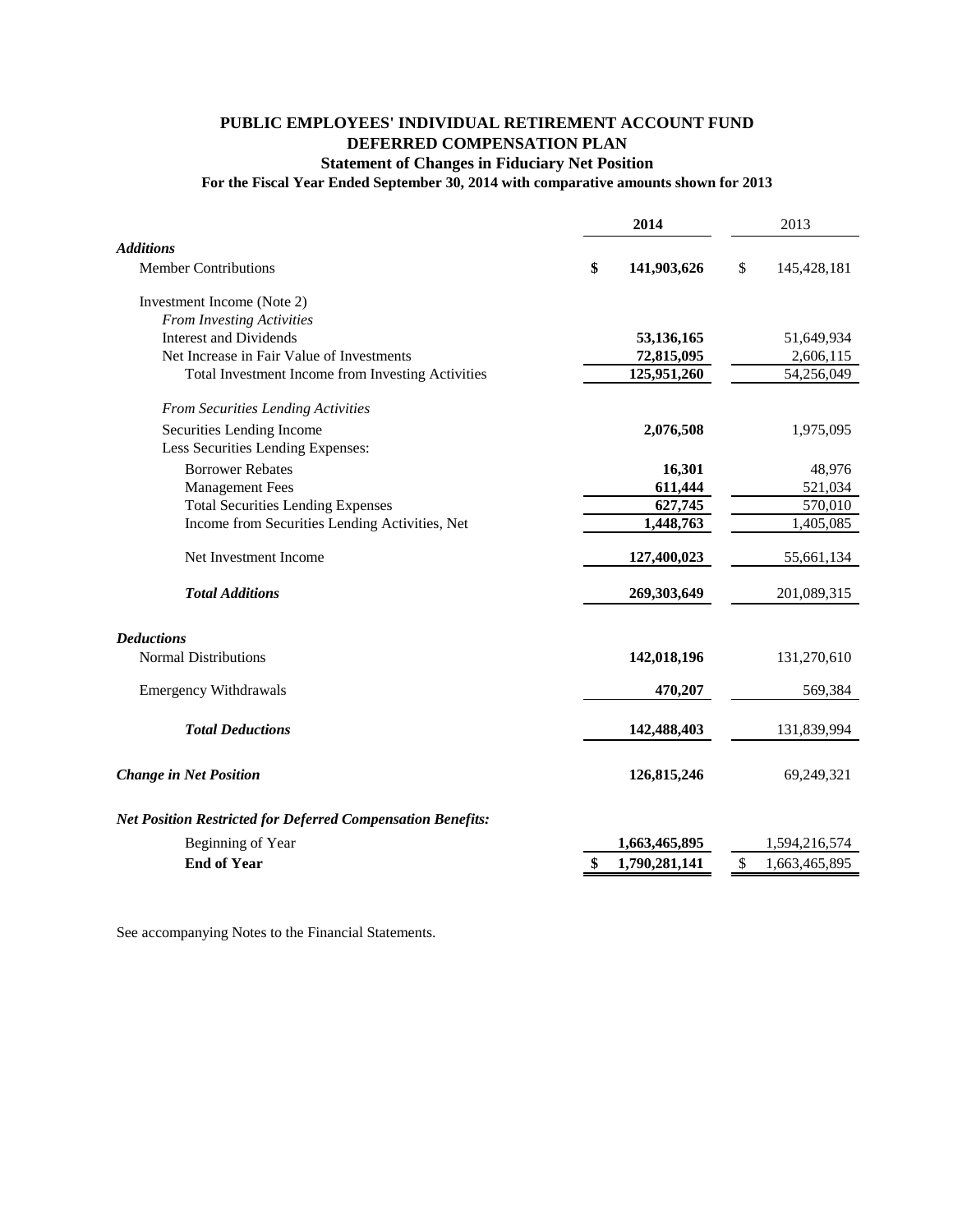# PUBLIC EMPLOYEES' INDIVIDUAL RETIREMENT ACCOUNT FUND
## DEFERRED COMPENSATION PLAN
### Statement of Changes in Fiduciary Net Position
**For the Fiscal Year Ended September 30, 2014 with comparative amounts shown for 2013**

| | 2014 | 2013 |
|---|---|---|
| ***Additions*** | | |
| Member Contributions | **$ 141,903,626** | $ 145,428,181 |
| Investment Income (Note 2) | | |
| *From Investing Activities* | | |
| Interest and Dividends | **53,136,165** | 51,649,934 |
| Net Increase in Fair Value of Investments | **72,815,095** | 2,606,115 |
| Total Investment Income from Investing Activities | **125,951,260** | 54,256,049 |
| *From Securities Lending Activities* | | |
| Securities Lending Income | **2,076,508** | 1,975,095 |
| Less Securities Lending Expenses: | | |
| Borrower Rebates | **16,301** | 48,976 |
| Management Fees | **611,444** | 521,034 |
| Total Securities Lending Expenses | **627,745** | 570,010 |
| Income from Securities Lending Activities, Net | **1,448,763** | 1,405,085 |
| Net Investment Income | **127,400,023** | 55,661,134 |
| ***Total Additions*** | **269,303,649** | 201,089,315 |
| ***Deductions*** | | |
| Normal Distributions | **142,018,196** | 131,270,610 |
| Emergency Withdrawals | **470,207** | 569,384 |
| ***Total Deductions*** | **142,488,403** | 131,839,994 |
| ***Change in Net Position*** | **126,815,246** | 69,249,321 |
| ***Net Position Restricted for Deferred Compensation Benefits:*** | | |
| Beginning of Year | **1,663,465,895** | 1,594,216,574 |
| **End of Year** | **$ 1,790,281,141** | $ 1,663,465,895 |

See accompanying Notes to the Financial Statements.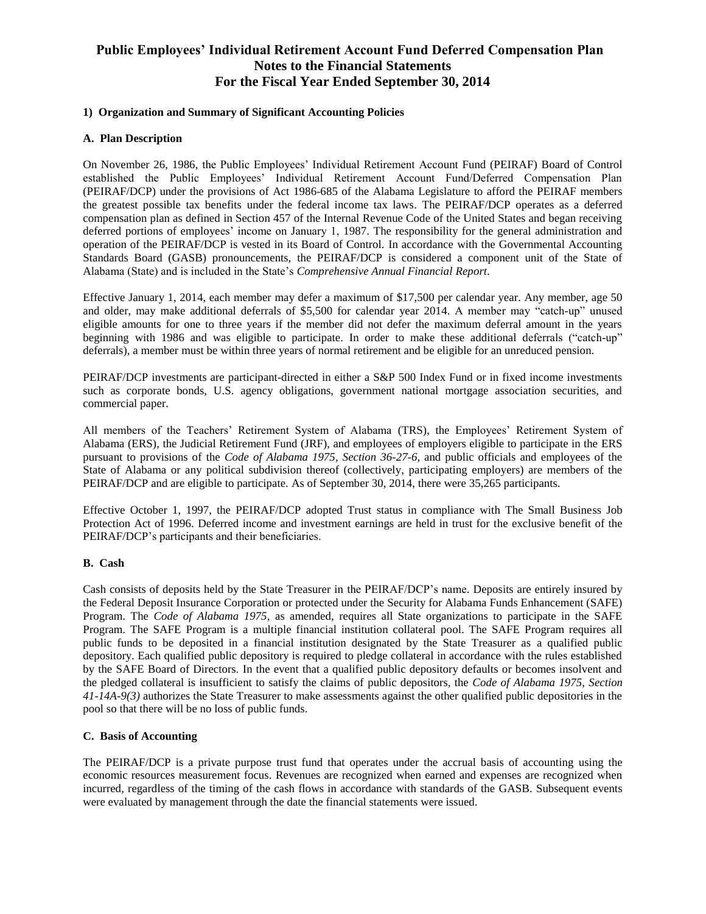# Public Employees' Individual Retirement Account Fund Deferred Compensation Plan
## Notes to the Financial Statements
## For the Fiscal Year Ended September 30, 2014

### 1) Organization and Summary of Significant Accounting Policies

#### A. Plan Description

On November 26, 1986, the Public Employees' Individual Retirement Account Fund (PEIRAF) Board of Control established the Public Employees' Individual Retirement Account Fund/Deferred Compensation Plan (PEIRAF/DCP) under the provisions of Act 1986-685 of the Alabama Legislature to afford the PEIRAF members the greatest possible tax benefits under the federal income tax laws. The PEIRAF/DCP operates as a deferred compensation plan as defined in Section 457 of the Internal Revenue Code of the United States and began receiving deferred portions of employees' income on January 1, 1987. The responsibility for the general administration and operation of the PEIRAF/DCP is vested in its Board of Control. In accordance with the Governmental Accounting Standards Board (GASB) pronouncements, the PEIRAF/DCP is considered a component unit of the State of Alabama (State) and is included in the State's *Comprehensive Annual Financial Report*.

Effective January 1, 2014, each member may defer a maximum of $17,500 per calendar year. Any member, age 50 and older, may make additional deferrals of $5,500 for calendar year 2014. A member may "catch-up" unused eligible amounts for one to three years if the member did not defer the maximum deferral amount in the years beginning with 1986 and was eligible to participate. In order to make these additional deferrals ("catch-up" deferrals), a member must be within three years of normal retirement and be eligible for an unreduced pension.

PEIRAF/DCP investments are participant-directed in either a S&P 500 Index Fund or in fixed income investments such as corporate bonds, U.S. agency obligations, government national mortgage association securities, and commercial paper.

All members of the Teachers' Retirement System of Alabama (TRS), the Employees' Retirement System of Alabama (ERS), the Judicial Retirement Fund (JRF), and employees of employers eligible to participate in the ERS pursuant to provisions of the *Code of Alabama 1975, Section 36-27-6*, and public officials and employees of the State of Alabama or any political subdivision thereof (collectively, participating employers) are members of the PEIRAF/DCP and are eligible to participate. As of September 30, 2014, there were 35,265 participants.

Effective October 1, 1997, the PEIRAF/DCP adopted Trust status in compliance with The Small Business Job Protection Act of 1996. Deferred income and investment earnings are held in trust for the exclusive benefit of the PEIRAF/DCP's participants and their beneficiaries.

#### B. Cash

Cash consists of deposits held by the State Treasurer in the PEIRAF/DCP's name. Deposits are entirely insured by the Federal Deposit Insurance Corporation or protected under the Security for Alabama Funds Enhancement (SAFE) Program. The *Code of Alabama 1975,* as amended, requires all State organizations to participate in the SAFE Program. The SAFE Program is a multiple financial institution collateral pool. The SAFE Program requires all public funds to be deposited in a financial institution designated by the State Treasurer as a qualified public depository. Each qualified public depository is required to pledge collateral in accordance with the rules established by the SAFE Board of Directors. In the event that a qualified public depository defaults or becomes insolvent and the pledged collateral is insufficient to satisfy the claims of public depositors, the *Code of Alabama 1975, Section 41-14A-9(3)* authorizes the State Treasurer to make assessments against the other qualified public depositories in the pool so that there will be no loss of public funds.

#### C. Basis of Accounting

The PEIRAF/DCP is a private purpose trust fund that operates under the accrual basis of accounting using the economic resources measurement focus. Revenues are recognized when earned and expenses are recognized when incurred, regardless of the timing of the cash flows in accordance with standards of the GASB. Subsequent events were evaluated by management through the date the financial statements were issued.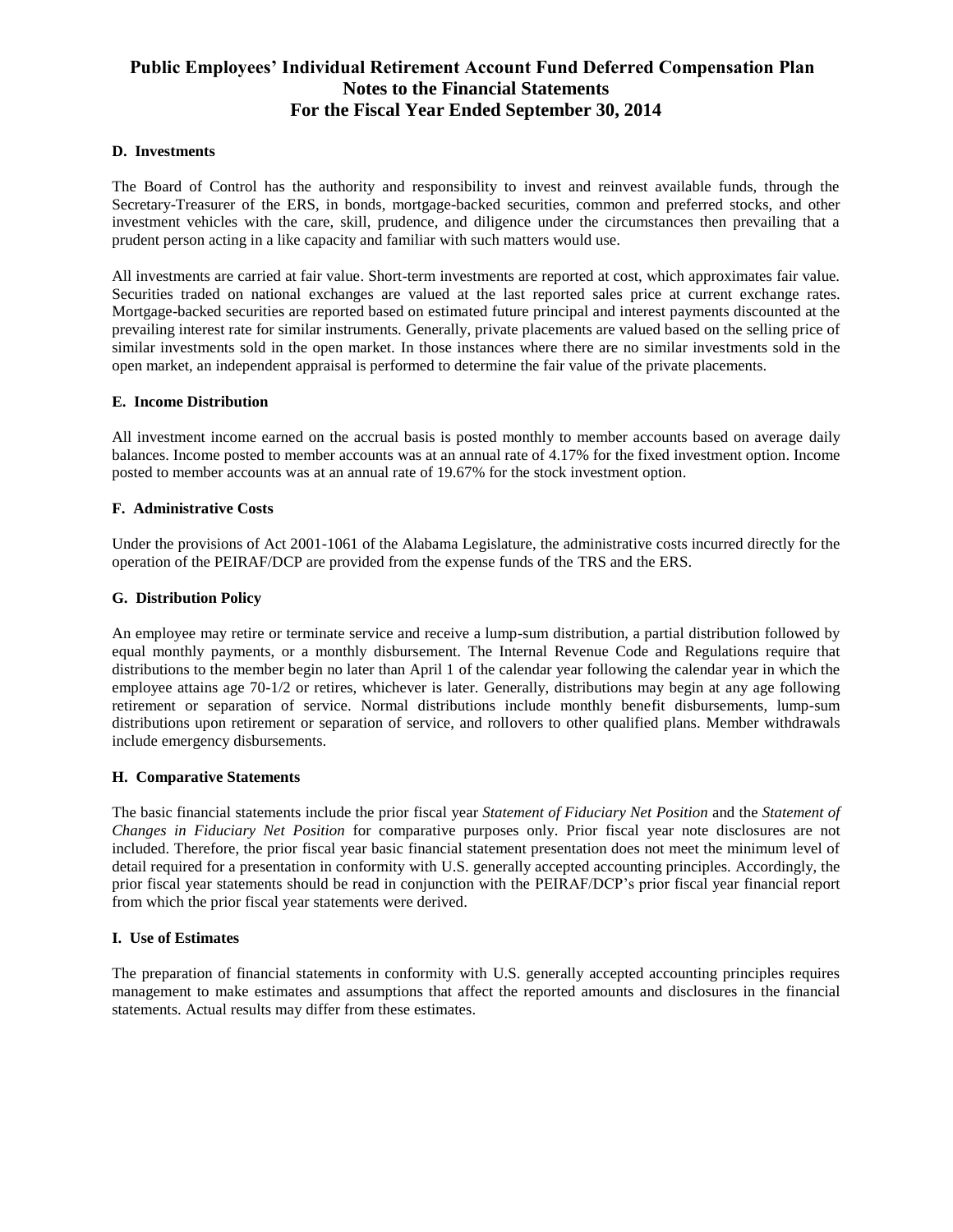# Public Employees' Individual Retirement Account Fund Deferred Compensation Plan
## Notes to the Financial Statements
## For the Fiscal Year Ended September 30, 2014

**D. Investments**

The Board of Control has the authority and responsibility to invest and reinvest available funds, through the Secretary-Treasurer of the ERS, in bonds, mortgage-backed securities, common and preferred stocks, and other investment vehicles with the care, skill, prudence, and diligence under the circumstances then prevailing that a prudent person acting in a like capacity and familiar with such matters would use.

All investments are carried at fair value. Short-term investments are reported at cost, which approximates fair value. Securities traded on national exchanges are valued at the last reported sales price at current exchange rates. Mortgage-backed securities are reported based on estimated future principal and interest payments discounted at the prevailing interest rate for similar instruments. Generally, private placements are valued based on the selling price of similar investments sold in the open market. In those instances where there are no similar investments sold in the open market, an independent appraisal is performed to determine the fair value of the private placements.

**E. Income Distribution**

All investment income earned on the accrual basis is posted monthly to member accounts based on average daily balances. Income posted to member accounts was at an annual rate of 4.17% for the fixed investment option. Income posted to member accounts was at an annual rate of 19.67% for the stock investment option.

**F. Administrative Costs**

Under the provisions of Act 2001-1061 of the Alabama Legislature, the administrative costs incurred directly for the operation of the PEIRAF/DCP are provided from the expense funds of the TRS and the ERS.

**G. Distribution Policy**

An employee may retire or terminate service and receive a lump-sum distribution, a partial distribution followed by equal monthly payments, or a monthly disbursement. The Internal Revenue Code and Regulations require that distributions to the member begin no later than April 1 of the calendar year following the calendar year in which the employee attains age 70-1/2 or retires, whichever is later. Generally, distributions may begin at any age following retirement or separation of service. Normal distributions include monthly benefit disbursements, lump-sum distributions upon retirement or separation of service, and rollovers to other qualified plans. Member withdrawals include emergency disbursements.

**H. Comparative Statements**

The basic financial statements include the prior fiscal year *Statement of Fiduciary Net Position* and the *Statement of Changes in Fiduciary Net Position* for comparative purposes only. Prior fiscal year note disclosures are not included. Therefore, the prior fiscal year basic financial statement presentation does not meet the minimum level of detail required for a presentation in conformity with U.S. generally accepted accounting principles. Accordingly, the prior fiscal year statements should be read in conjunction with the PEIRAF/DCP's prior fiscal year financial report from which the prior fiscal year statements were derived.

**I. Use of Estimates**

The preparation of financial statements in conformity with U.S. generally accepted accounting principles requires management to make estimates and assumptions that affect the reported amounts and disclosures in the financial statements. Actual results may differ from these estimates.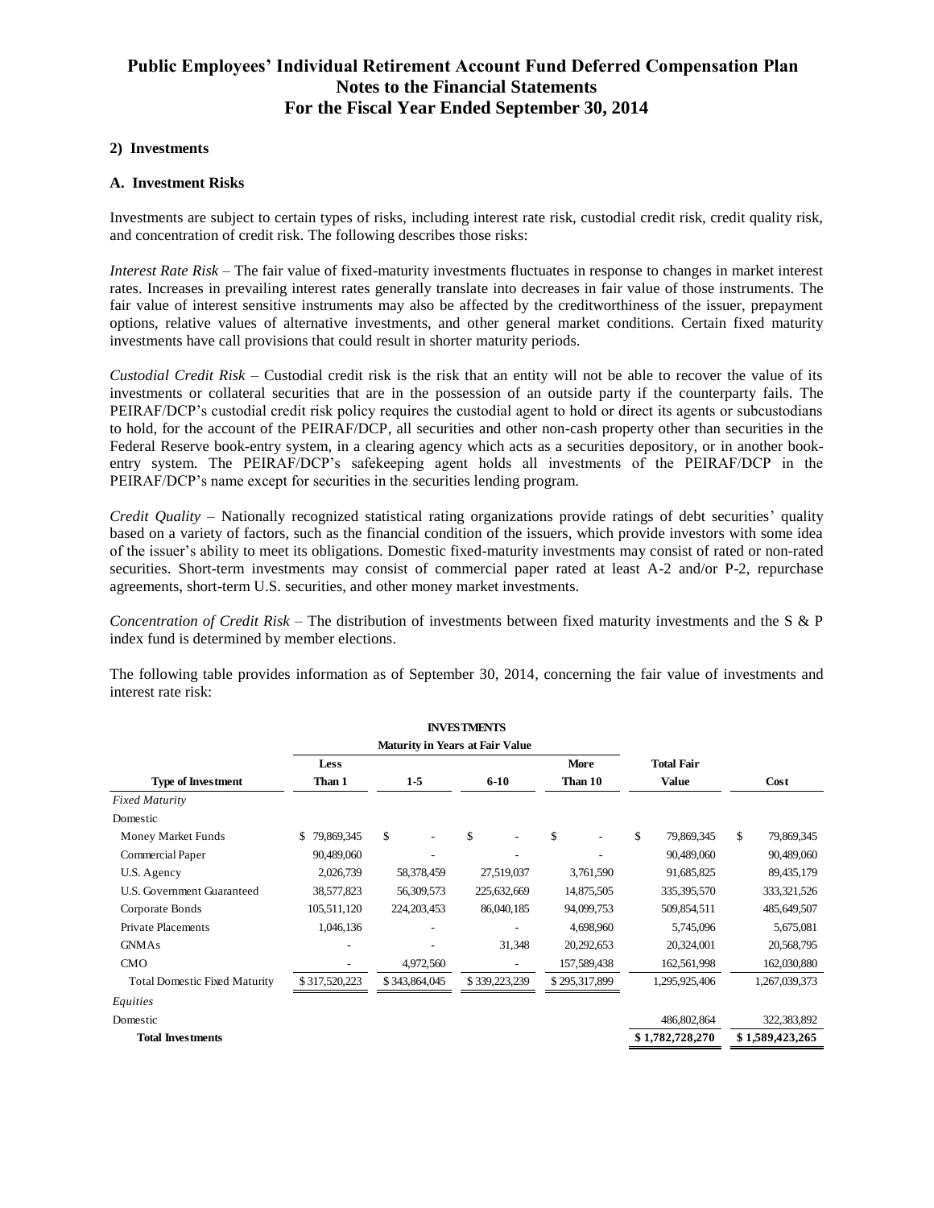# Public Employees' Individual Retirement Account Fund Deferred Compensation Plan
# Notes to the Financial Statements
# For the Fiscal Year Ended September 30, 2014

**2) Investments**

**A. Investment Risks**

Investments are subject to certain types of risks, including interest rate risk, custodial credit risk, credit quality risk, and concentration of credit risk. The following describes those risks:

*Interest Rate Risk* – The fair value of fixed-maturity investments fluctuates in response to changes in market interest rates. Increases in prevailing interest rates generally translate into decreases in fair value of those instruments. The fair value of interest sensitive instruments may also be affected by the creditworthiness of the issuer, prepayment options, relative values of alternative investments, and other general market conditions. Certain fixed maturity investments have call provisions that could result in shorter maturity periods.

*Custodial Credit Risk* – Custodial credit risk is the risk that an entity will not be able to recover the value of its investments or collateral securities that are in the possession of an outside party if the counterparty fails. The PEIRAF/DCP's custodial credit risk policy requires the custodial agent to hold or direct its agents or subcustodians to hold, for the account of the PEIRAF/DCP, all securities and other non-cash property other than securities in the Federal Reserve book-entry system, in a clearing agency which acts as a securities depository, or in another book-entry system. The PEIRAF/DCP's safekeeping agent holds all investments of the PEIRAF/DCP in the PEIRAF/DCP's name except for securities in the securities lending program.

*Credit Quality* – Nationally recognized statistical rating organizations provide ratings of debt securities' quality based on a variety of factors, such as the financial condition of the issuers, which provide investors with some idea of the issuer's ability to meet its obligations. Domestic fixed-maturity investments may consist of rated or non-rated securities. Short-term investments may consist of commercial paper rated at least A-2 and/or P-2, repurchase agreements, short-term U.S. securities, and other money market investments.

*Concentration of Credit Risk* – The distribution of investments between fixed maturity investments and the S & P index fund is determined by member elections.

The following table provides information as of September 30, 2014, concerning the fair value of investments and interest rate risk:

**INVESTMENTS**

| | Maturity in Years at Fair Value | | | | | |
|---|---|---|---|---|---|---|
| **Type of Investment** | **Less Than 1** | **1-5** | **6-10** | **More Than 10** | **Total Fair Value** | **Cost** |
| *Fixed Maturity* | | | | | | |
| Domestic | | | | | | |
| Money Market Funds | $ 79,869,345 | $ - | $ - | $ - | $ 79,869,345 | $ 79,869,345 |
| Commercial Paper | 90,489,060 | - | - | - | 90,489,060 | 90,489,060 |
| U.S. Agency | 2,026,739 | 58,378,459 | 27,519,037 | 3,761,590 | 91,685,825 | 89,435,179 |
| U.S. Government Guaranteed | 38,577,823 | 56,309,573 | 225,632,669 | 14,875,505 | 335,395,570 | 333,321,526 |
| Corporate Bonds | 105,511,120 | 224,203,453 | 86,040,185 | 94,099,753 | 509,854,511 | 485,649,507 |
| Private Placements | 1,046,136 | - | - | 4,698,960 | 5,745,096 | 5,675,081 |
| GNMAs | - | - | 31,348 | 20,292,653 | 20,324,001 | 20,568,795 |
| CMO | - | 4,972,560 | - | 157,589,438 | 162,561,998 | 162,030,880 |
| Total Domestic Fixed Maturity | $ 317,520,223 | $ 343,864,045 | $ 339,223,239 | $ 295,317,899 | 1,295,925,406 | 1,267,039,373 |
| *Equities* | | | | | | |
| Domestic | | | | | 486,802,864 | 322,383,892 |
| **Total Investments** | | | | | **$ 1,782,728,270** | **$ 1,589,423,265** |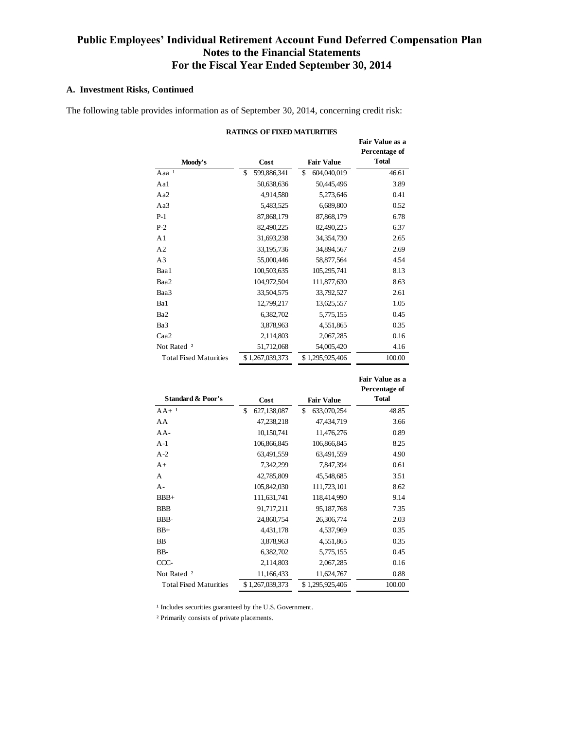# Public Employees' Individual Retirement Account Fund Deferred Compensation Plan
## Notes to the Financial Statements
## For the Fiscal Year Ended September 30, 2014

### A. Investment Risks, Continued

The following table provides information as of September 30, 2014, concerning credit risk:

**RATINGS OF FIXED MATURITIES**

| Moody's | Cost | Fair Value | Fair Value as a Percentage of Total |
|---|---|---|---|
| Aaa [1] | $ 599,886,341 | $ 604,040,019 | 46.61 |
| Aa1 | 50,638,636 | 50,445,496 | 3.89 |
| Aa2 | 4,914,580 | 5,273,646 | 0.41 |
| Aa3 | 5,483,525 | 6,689,800 | 0.52 |
| P-1 | 87,868,179 | 87,868,179 | 6.78 |
| P-2 | 82,490,225 | 82,490,225 | 6.37 |
| A1 | 31,693,238 | 34,354,730 | 2.65 |
| A2 | 33,195,736 | 34,894,567 | 2.69 |
| A3 | 55,000,446 | 58,877,564 | 4.54 |
| Baa1 | 100,503,635 | 105,295,741 | 8.13 |
| Baa2 | 104,972,504 | 111,877,630 | 8.63 |
| Baa3 | 33,504,575 | 33,792,527 | 2.61 |
| Ba1 | 12,799,217 | 13,625,557 | 1.05 |
| Ba2 | 6,382,702 | 5,775,155 | 0.45 |
| Ba3 | 3,878,963 | 4,551,865 | 0.35 |
| Caa2 | 2,114,803 | 2,067,285 | 0.16 |
| Not Rated [2] | 51,712,068 | 54,005,420 | 4.16 |
| Total Fixed Maturities | $ 1,267,039,373 | $ 1,295,925,406 | 100.00 |

| Standard & Poor's | Cost | Fair Value | Fair Value as a Percentage of Total |
|---|---|---|---|
| AA+ [1] | $ 627,138,087 | $ 633,070,254 | 48.85 |
| AA | 47,238,218 | 47,434,719 | 3.66 |
| AA- | 10,150,741 | 11,476,276 | 0.89 |
| A-1 | 106,866,845 | 106,866,845 | 8.25 |
| A-2 | 63,491,559 | 63,491,559 | 4.90 |
| A+ | 7,342,299 | 7,847,394 | 0.61 |
| A | 42,785,809 | 45,548,685 | 3.51 |
| A- | 105,842,030 | 111,723,101 | 8.62 |
| BBB+ | 111,631,741 | 118,414,990 | 9.14 |
| BBB | 91,717,211 | 95,187,768 | 7.35 |
| BBB- | 24,860,754 | 26,306,774 | 2.03 |
| BB+ | 4,431,178 | 4,537,969 | 0.35 |
| BB | 3,878,963 | 4,551,865 | 0.35 |
| BB- | 6,382,702 | 5,775,155 | 0.45 |
| CCC- | 2,114,803 | 2,067,285 | 0.16 |
| Not Rated [2] | 11,166,433 | 11,624,767 | 0.88 |
| Total Fixed Maturities | $ 1,267,039,373 | $ 1,295,925,406 | 100.00 |

[1] Includes securities guaranteed by the U.S. Government.

[2] Primarily consists of private placements.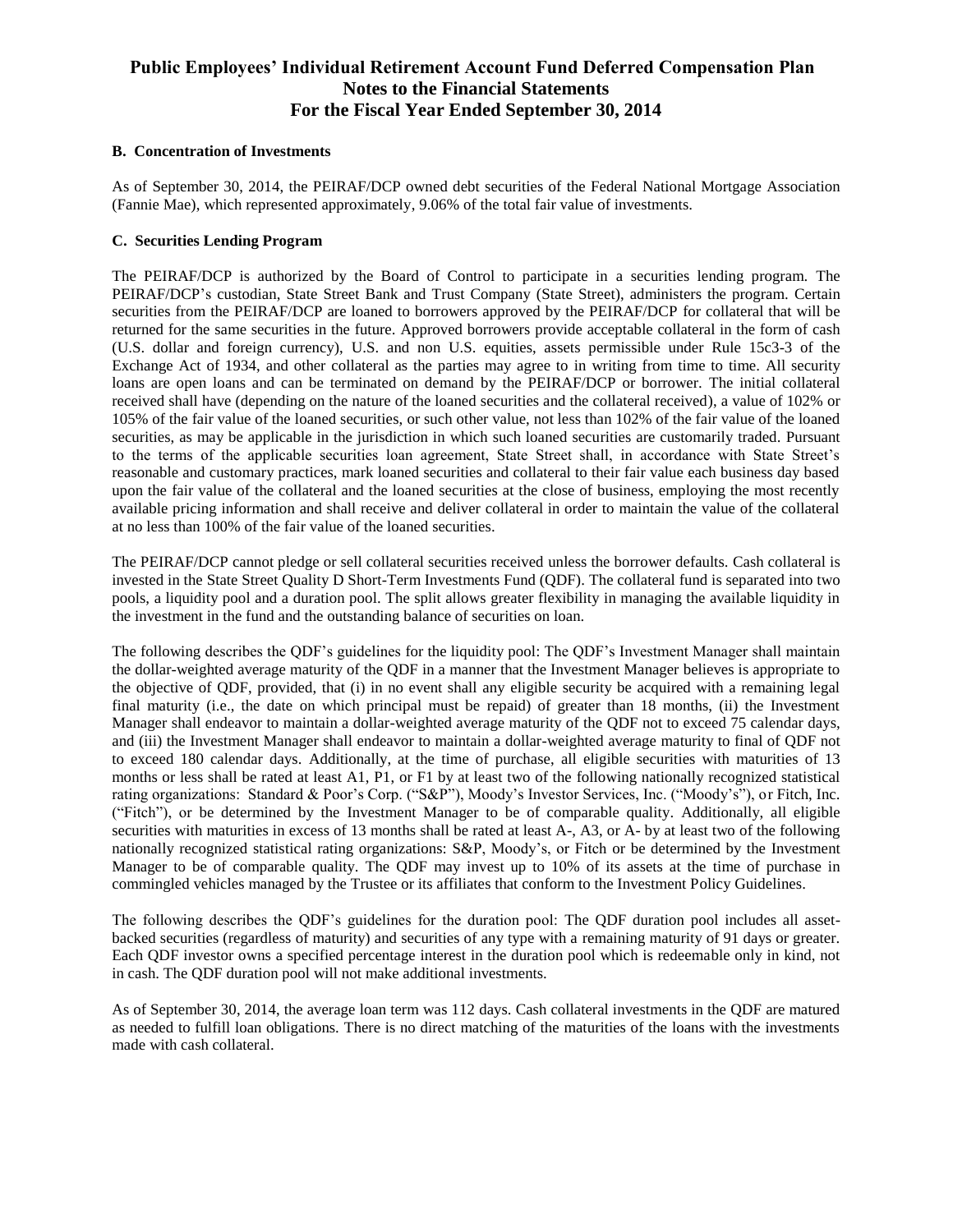# Public Employees' Individual Retirement Account Fund Deferred Compensation Plan
## Notes to the Financial Statements
## For the Fiscal Year Ended September 30, 2014

### B. Concentration of Investments

As of September 30, 2014, the PEIRAF/DCP owned debt securities of the Federal National Mortgage Association (Fannie Mae), which represented approximately, 9.06% of the total fair value of investments.

### C. Securities Lending Program

The PEIRAF/DCP is authorized by the Board of Control to participate in a securities lending program. The PEIRAF/DCP's custodian, State Street Bank and Trust Company (State Street), administers the program. Certain securities from the PEIRAF/DCP are loaned to borrowers approved by the PEIRAF/DCP for collateral that will be returned for the same securities in the future. Approved borrowers provide acceptable collateral in the form of cash (U.S. dollar and foreign currency), U.S. and non U.S. equities, assets permissible under Rule 15c3-3 of the Exchange Act of 1934, and other collateral as the parties may agree to in writing from time to time. All security loans are open loans and can be terminated on demand by the PEIRAF/DCP or borrower. The initial collateral received shall have (depending on the nature of the loaned securities and the collateral received), a value of 102% or 105% of the fair value of the loaned securities, or such other value, not less than 102% of the fair value of the loaned securities, as may be applicable in the jurisdiction in which such loaned securities are customarily traded. Pursuant to the terms of the applicable securities loan agreement, State Street shall, in accordance with State Street's reasonable and customary practices, mark loaned securities and collateral to their fair value each business day based upon the fair value of the collateral and the loaned securities at the close of business, employing the most recently available pricing information and shall receive and deliver collateral in order to maintain the value of the collateral at no less than 100% of the fair value of the loaned securities.

The PEIRAF/DCP cannot pledge or sell collateral securities received unless the borrower defaults. Cash collateral is invested in the State Street Quality D Short-Term Investments Fund (QDF). The collateral fund is separated into two pools, a liquidity pool and a duration pool. The split allows greater flexibility in managing the available liquidity in the investment in the fund and the outstanding balance of securities on loan.

The following describes the QDF's guidelines for the liquidity pool: The QDF's Investment Manager shall maintain the dollar-weighted average maturity of the QDF in a manner that the Investment Manager believes is appropriate to the objective of QDF, provided, that (i) in no event shall any eligible security be acquired with a remaining legal final maturity (i.e., the date on which principal must be repaid) of greater than 18 months, (ii) the Investment Manager shall endeavor to maintain a dollar-weighted average maturity of the QDF not to exceed 75 calendar days, and (iii) the Investment Manager shall endeavor to maintain a dollar-weighted average maturity to final of QDF not to exceed 180 calendar days. Additionally, at the time of purchase, all eligible securities with maturities of 13 months or less shall be rated at least A1, P1, or F1 by at least two of the following nationally recognized statistical rating organizations: Standard & Poor's Corp. ("S&P"), Moody's Investor Services, Inc. ("Moody's"), or Fitch, Inc. ("Fitch"), or be determined by the Investment Manager to be of comparable quality. Additionally, all eligible securities with maturities in excess of 13 months shall be rated at least A-, A3, or A- by at least two of the following nationally recognized statistical rating organizations: S&P, Moody's, or Fitch or be determined by the Investment Manager to be of comparable quality. The QDF may invest up to 10% of its assets at the time of purchase in commingled vehicles managed by the Trustee or its affiliates that conform to the Investment Policy Guidelines.

The following describes the QDF's guidelines for the duration pool: The QDF duration pool includes all asset-backed securities (regardless of maturity) and securities of any type with a remaining maturity of 91 days or greater. Each QDF investor owns a specified percentage interest in the duration pool which is redeemable only in kind, not in cash. The QDF duration pool will not make additional investments.

As of September 30, 2014, the average loan term was 112 days. Cash collateral investments in the QDF are matured as needed to fulfill loan obligations. There is no direct matching of the maturities of the loans with the investments made with cash collateral.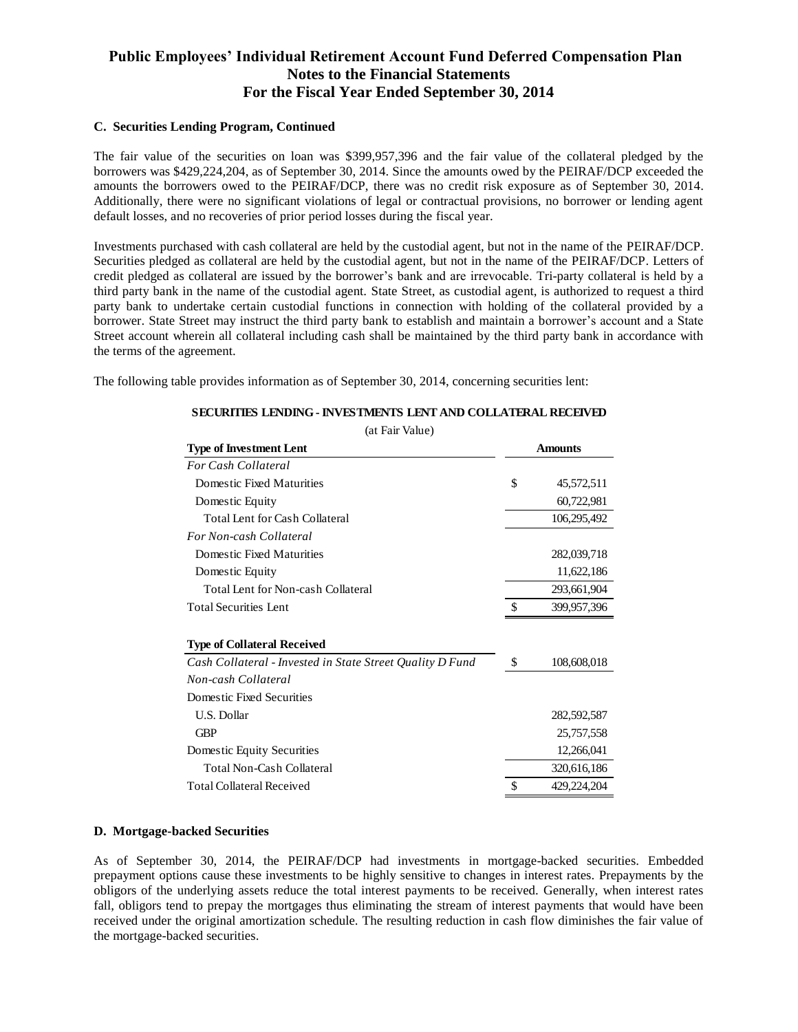# Public Employees' Individual Retirement Account Fund Deferred Compensation Plan
# Notes to the Financial Statements
# For the Fiscal Year Ended September 30, 2014

### C. Securities Lending Program, Continued

The fair value of the securities on loan was $399,957,396 and the fair value of the collateral pledged by the borrowers was $429,224,204, as of September 30, 2014. Since the amounts owed by the PEIRAF/DCP exceeded the amounts the borrowers owed to the PEIRAF/DCP, there was no credit risk exposure as of September 30, 2014. Additionally, there were no significant violations of legal or contractual provisions, no borrower or lending agent default losses, and no recoveries of prior period losses during the fiscal year.

Investments purchased with cash collateral are held by the custodial agent, but not in the name of the PEIRAF/DCP. Securities pledged as collateral are held by the custodial agent, but not in the name of the PEIRAF/DCP. Letters of credit pledged as collateral are issued by the borrower's bank and are irrevocable. Tri-party collateral is held by a third party bank in the name of the custodial agent. State Street, as custodial agent, is authorized to request a third party bank to undertake certain custodial functions in connection with holding of the collateral provided by a borrower. State Street may instruct the third party bank to establish and maintain a borrower's account and a State Street account wherein all collateral including cash shall be maintained by the third party bank in accordance with the terms of the agreement.

The following table provides information as of September 30, 2014, concerning securities lent:

**SECURITIES LENDING - INVESTMENTS LENT AND COLLATERAL RECEIVED**
(at Fair Value)

| Type of Investment Lent | Amounts |
|---|---|
| *For Cash Collateral* | |
| Domestic Fixed Maturities | $ 45,572,511 |
| Domestic Equity | 60,722,981 |
| Total Lent for Cash Collateral | 106,295,492 |
| *For Non-cash Collateral* | |
| Domestic Fixed Maturities | 282,039,718 |
| Domestic Equity | 11,622,186 |
| Total Lent for Non-cash Collateral | 293,661,904 |
| Total Securities Lent | $ 399,957,396 |
| | |
| **Type of Collateral Received** | |
| *Cash Collateral - Invested in State Street Quality D Fund* | $ 108,608,018 |
| *Non-cash Collateral* | |
| Domestic Fixed Securities | |
| U.S. Dollar | 282,592,587 |
| GBP | 25,757,558 |
| Domestic Equity Securities | 12,266,041 |
| Total Non-Cash Collateral | 320,616,186 |
| Total Collateral Received | $ 429,224,204 |

### D. Mortgage-backed Securities

As of September 30, 2014, the PEIRAF/DCP had investments in mortgage-backed securities. Embedded prepayment options cause these investments to be highly sensitive to changes in interest rates. Prepayments by the obligors of the underlying assets reduce the total interest payments to be received. Generally, when interest rates fall, obligors tend to prepay the mortgages thus eliminating the stream of interest payments that would have been received under the original amortization schedule. The resulting reduction in cash flow diminishes the fair value of the mortgage-backed securities.